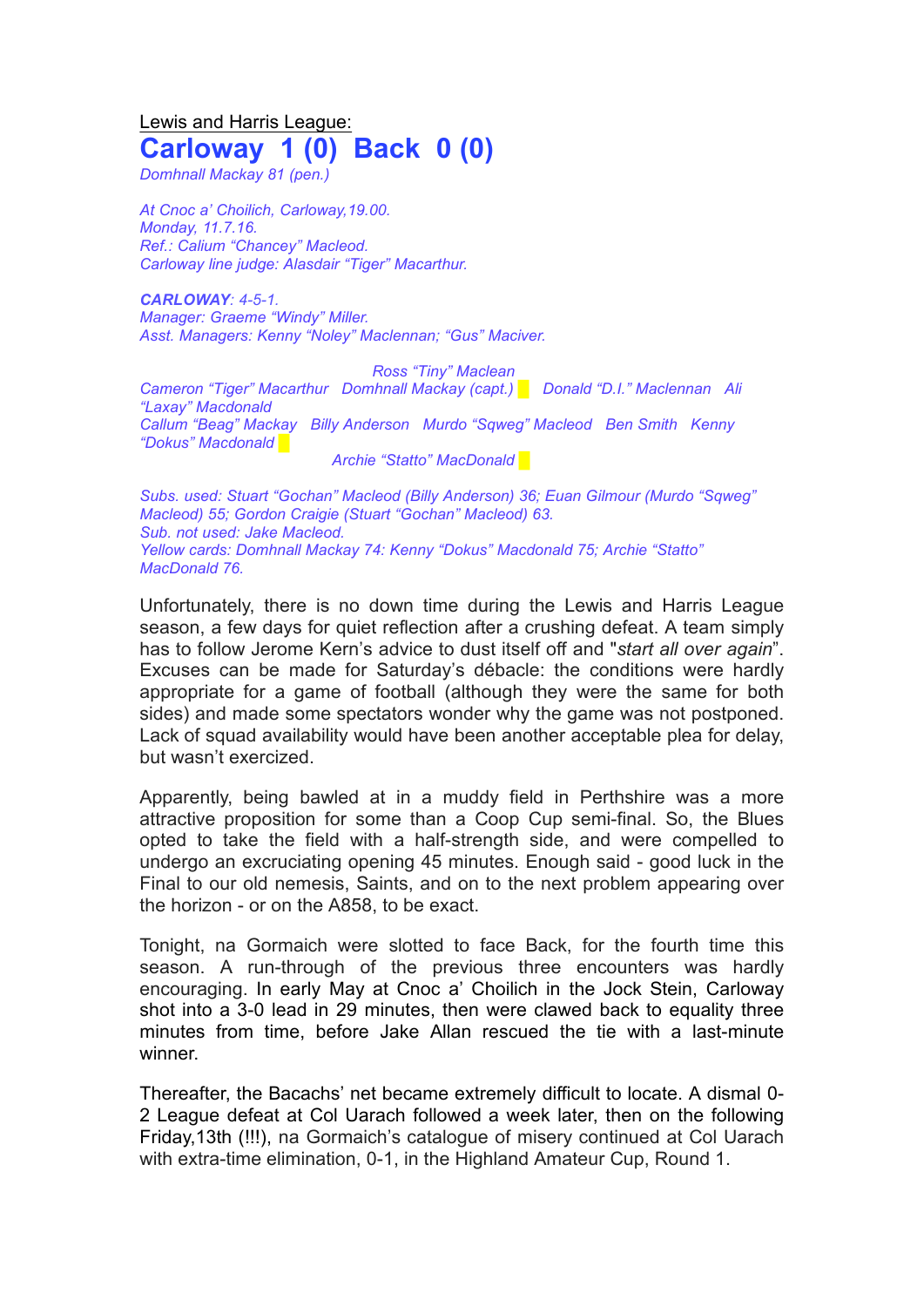Lewis and Harris League:

# Carloway 1 (0) Back 0 (0)

*Domhnall Mackay 81 (pen.)*

*At Cnoc a' Choilich, Carloway,19.00.*
*Monday, 11.7.16.*
*Ref.: Calium "Chancey" Macleod.*
*Carloway line judge: Alasdair "Tiger" Macarthur.*

***CARLOWAY**: 4-5-1.*
*Manager: Graeme "Windy" Miller.*
*Asst. Managers: Kenny "Noley" Maclennan; "Gus" Maciver.*

*Ross "Tiny" Maclean*
*Cameron "Tiger" Macarthur Domhnall Mackay (capt.) Donald "D.I." Maclennan Ali "Laxay" Macdonald*
*Callum "Beag" Mackay Billy Anderson Murdo "Sqweg" Macleod Ben Smith Kenny "Dokus" Macdonald*
*Archie "Statto" MacDonald*

*Subs. used: Stuart "Gochan" Macleod (Billy Anderson) 36; Euan Gilmour (Murdo "Sqweg" Macleod) 55; Gordon Craigie (Stuart "Gochan" Macleod) 63.*
*Sub. not used: Jake Macleod.*
*Yellow cards: Domhnall Mackay 74: Kenny "Dokus" Macdonald 75; Archie "Statto" MacDonald 76.*

Unfortunately, there is no down time during the Lewis and Harris League season, a few days for quiet reflection after a crushing defeat. A team simply has to follow Jerome Kern's advice to dust itself off and "*start all over again*". Excuses can be made for Saturday's débacle: the conditions were hardly appropriate for a game of football (although they were the same for both sides) and made some spectators wonder why the game was not postponed. Lack of squad availability would have been another acceptable plea for delay, but wasn't exercized.

Apparently, being bawled at in a muddy field in Perthshire was a more attractive proposition for some than a Coop Cup semi-final. So, the Blues opted to take the field with a half-strength side, and were compelled to undergo an excruciating opening 45 minutes. Enough said - good luck in the Final to our old nemesis, Saints, and on to the next problem appearing over the horizon - or on the A858, to be exact.

Tonight, na Gormaich were slotted to face Back, for the fourth time this season. A run-through of the previous three encounters was hardly encouraging. In early May at Cnoc a' Choilich in the Jock Stein, Carloway shot into a 3-0 lead in 29 minutes, then were clawed back to equality three minutes from time, before Jake Allan rescued the tie with a last-minute winner.

Thereafter, the Bacachs' net became extremely difficult to locate. A dismal 0-2 League defeat at Col Uarach followed a week later, then on the following Friday,13th (!!!), na Gormaich's catalogue of misery continued at Col Uarach with extra-time elimination, 0-1, in the Highland Amateur Cup, Round 1.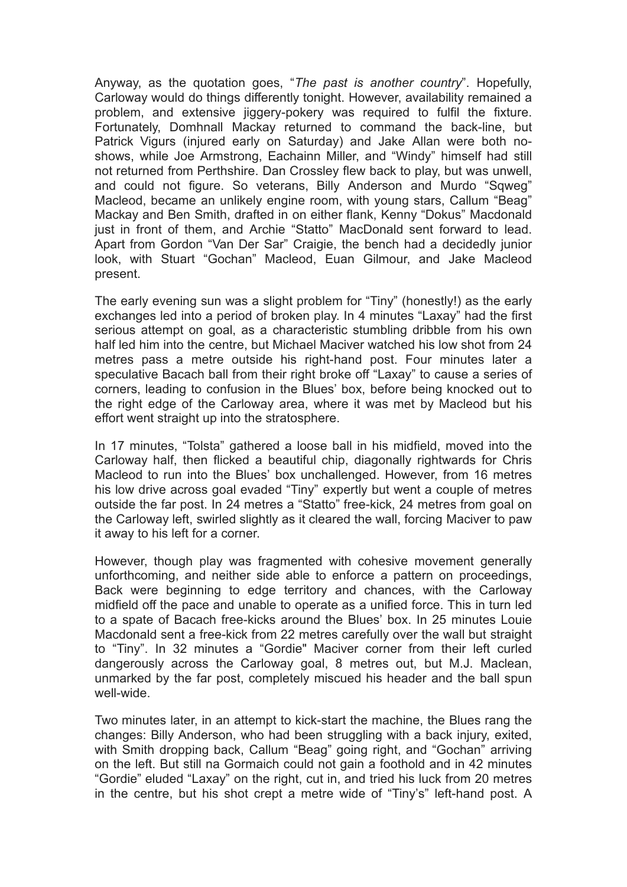Anyway, as the quotation goes, "*The past is another country*". Hopefully, Carloway would do things differently tonight. However, availability remained a problem, and extensive jiggery-pokery was required to fulfil the fixture. Fortunately, Domhnall Mackay returned to command the back-line, but Patrick Vigurs (injured early on Saturday) and Jake Allan were both no-shows, while Joe Armstrong, Eachainn Miller, and "Windy" himself had still not returned from Perthshire. Dan Crossley flew back to play, but was unwell, and could not figure. So veterans, Billy Anderson and Murdo "Sqweg" Macleod, became an unlikely engine room, with young stars, Callum "Beag" Mackay and Ben Smith, drafted in on either flank, Kenny "Dokus" Macdonald just in front of them, and Archie "Statto" MacDonald sent forward to lead. Apart from Gordon "Van Der Sar" Craigie, the bench had a decidedly junior look, with Stuart "Gochan" Macleod, Euan Gilmour, and Jake Macleod present.

The early evening sun was a slight problem for "Tiny" (honestly!) as the early exchanges led into a period of broken play. In 4 minutes "Laxay" had the first serious attempt on goal, as a characteristic stumbling dribble from his own half led him into the centre, but Michael Maciver watched his low shot from 24 metres pass a metre outside his right-hand post. Four minutes later a speculative Bacach ball from their right broke off "Laxay" to cause a series of corners, leading to confusion in the Blues' box, before being knocked out to the right edge of the Carloway area, where it was met by Macleod but his effort went straight up into the stratosphere.

In 17 minutes, "Tolsta" gathered a loose ball in his midfield, moved into the Carloway half, then flicked a beautiful chip, diagonally rightwards for Chris Macleod to run into the Blues' box unchallenged. However, from 16 metres his low drive across goal evaded "Tiny" expertly but went a couple of metres outside the far post. In 24 metres a "Statto" free-kick, 24 metres from goal on the Carloway left, swirled slightly as it cleared the wall, forcing Maciver to paw it away to his left for a corner.

However, though play was fragmented with cohesive movement generally unforthcoming, and neither side able to enforce a pattern on proceedings, Back were beginning to edge territory and chances, with the Carloway midfield off the pace and unable to operate as a unified force. This in turn led to a spate of Bacach free-kicks around the Blues' box. In 25 minutes Louie Macdonald sent a free-kick from 22 metres carefully over the wall but straight to "Tiny". In 32 minutes a "Gordie" Maciver corner from their left curled dangerously across the Carloway goal, 8 metres out, but M.J. Maclean, unmarked by the far post, completely miscued his header and the ball spun well-wide.

Two minutes later, in an attempt to kick-start the machine, the Blues rang the changes: Billy Anderson, who had been struggling with a back injury, exited, with Smith dropping back, Callum "Beag" going right, and "Gochan" arriving on the left. But still na Gormaich could not gain a foothold and in 42 minutes "Gordie" eluded "Laxay" on the right, cut in, and tried his luck from 20 metres in the centre, but his shot crept a metre wide of "Tiny's" left-hand post. A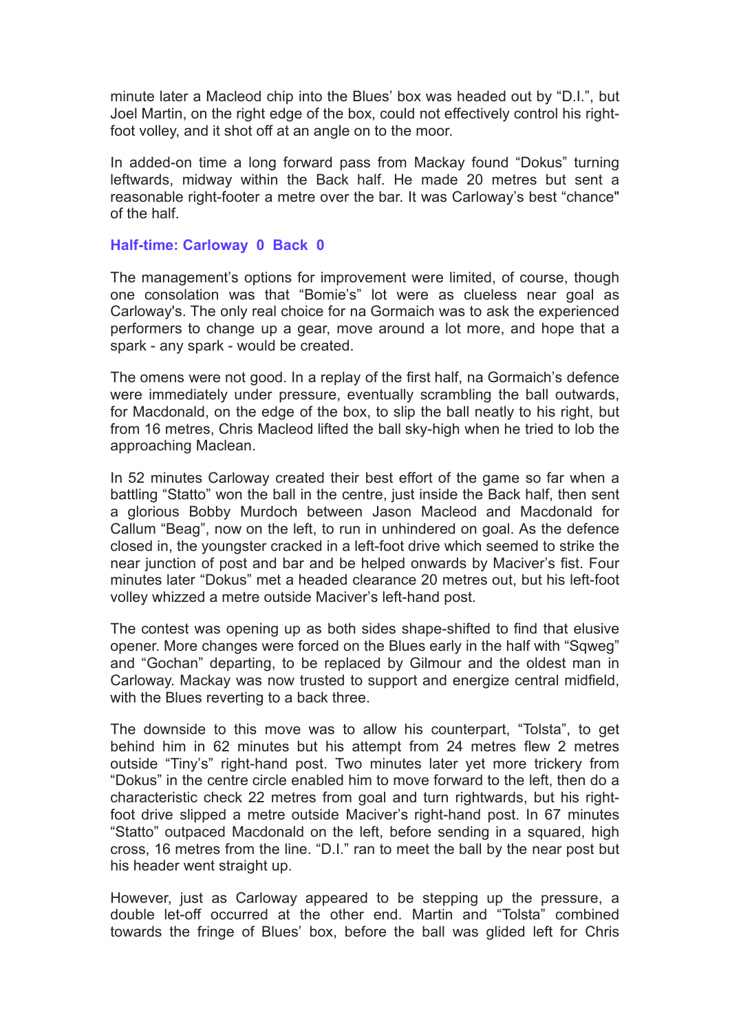minute later a Macleod chip into the Blues' box was headed out by "D.I.", but Joel Martin, on the right edge of the box, could not effectively control his right-foot volley, and it shot off at an angle on to the moor.

In added-on time a long forward pass from Mackay found "Dokus" turning leftwards, midway within the Back half. He made 20 metres but sent a reasonable right-footer a metre over the bar. It was Carloway's best "chance" of the half.

**Half-time: Carloway 0 Back 0**

The management's options for improvement were limited, of course, though one consolation was that "Bomie's" lot were as clueless near goal as Carloway's. The only real choice for na Gormaich was to ask the experienced performers to change up a gear, move around a lot more, and hope that a spark - any spark - would be created.

The omens were not good. In a replay of the first half, na Gormaich's defence were immediately under pressure, eventually scrambling the ball outwards, for Macdonald, on the edge of the box, to slip the ball neatly to his right, but from 16 metres, Chris Macleod lifted the ball sky-high when he tried to lob the approaching Maclean.

In 52 minutes Carloway created their best effort of the game so far when a battling "Statto" won the ball in the centre, just inside the Back half, then sent a glorious Bobby Murdoch between Jason Macleod and Macdonald for Callum "Beag", now on the left, to run in unhindered on goal. As the defence closed in, the youngster cracked in a left-foot drive which seemed to strike the near junction of post and bar and be helped onwards by Maciver's fist. Four minutes later "Dokus" met a headed clearance 20 metres out, but his left-foot volley whizzed a metre outside Maciver's left-hand post.

The contest was opening up as both sides shape-shifted to find that elusive opener. More changes were forced on the Blues early in the half with "Sqweg" and "Gochan" departing, to be replaced by Gilmour and the oldest man in Carloway. Mackay was now trusted to support and energize central midfield, with the Blues reverting to a back three.

The downside to this move was to allow his counterpart, "Tolsta", to get behind him in 62 minutes but his attempt from 24 metres flew 2 metres outside "Tiny's" right-hand post. Two minutes later yet more trickery from "Dokus" in the centre circle enabled him to move forward to the left, then do a characteristic check 22 metres from goal and turn rightwards, but his right-foot drive slipped a metre outside Maciver's right-hand post. In 67 minutes "Statto" outpaced Macdonald on the left, before sending in a squared, high cross, 16 metres from the line. "D.I." ran to meet the ball by the near post but his header went straight up.

However, just as Carloway appeared to be stepping up the pressure, a double let-off occurred at the other end. Martin and "Tolsta" combined towards the fringe of Blues' box, before the ball was glided left for Chris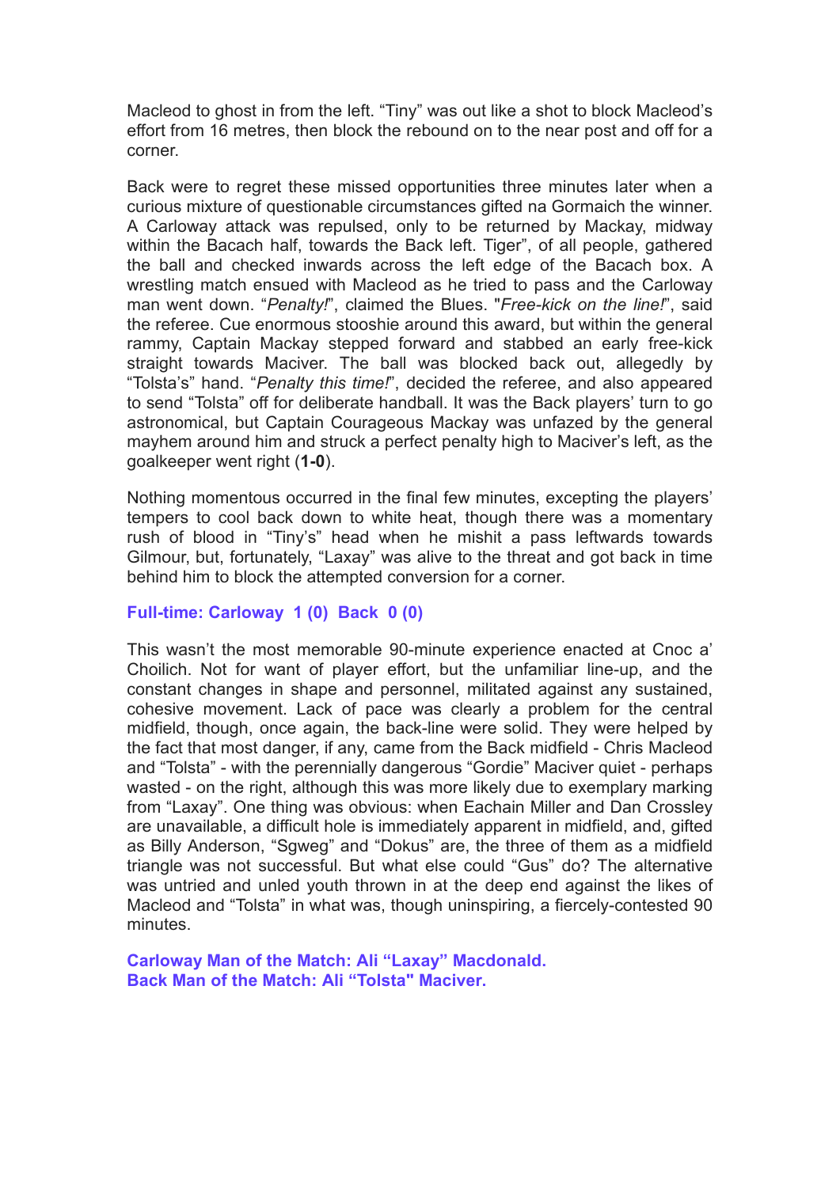Macleod to ghost in from the left. “Tiny” was out like a shot to block Macleod’s effort from 16 metres, then block the rebound on to the near post and off for a corner.

Back were to regret these missed opportunities three minutes later when a curious mixture of questionable circumstances gifted na Gormaich the winner. A Carloway attack was repulsed, only to be returned by Mackay, midway within the Bacach half, towards the Back left. Tiger”, of all people, gathered the ball and checked inwards across the left edge of the Bacach box. A wrestling match ensued with Macleod as he tried to pass and the Carloway man went down. “*Penalty!*”, claimed the Blues. "*Free-kick on the line!*”, said the referee. Cue enormous stooshie around this award, but within the general rammy, Captain Mackay stepped forward and stabbed an early free-kick straight towards Maciver. The ball was blocked back out, allegedly by “Tolsta’s” hand. “*Penalty this time!*”, decided the referee, and also appeared to send “Tolsta” off for deliberate handball. It was the Back players’ turn to go astronomical, but Captain Courageous Mackay was unfazed by the general mayhem around him and struck a perfect penalty high to Maciver’s left, as the goalkeeper went right (**1-0**).

Nothing momentous occurred in the final few minutes, excepting the players’ tempers to cool back down to white heat, though there was a momentary rush of blood in “Tiny’s” head when he mishit a pass leftwards towards Gilmour, but, fortunately, “Laxay” was alive to the threat and got back in time behind him to block the attempted conversion for a corner.

**Full-time: Carloway 1 (0) Back 0 (0)**

This wasn’t the most memorable 90-minute experience enacted at Cnoc a’ Choilich. Not for want of player effort, but the unfamiliar line-up, and the constant changes in shape and personnel, militated against any sustained, cohesive movement. Lack of pace was clearly a problem for the central midfield, though, once again, the back-line were solid. They were helped by the fact that most danger, if any, came from the Back midfield - Chris Macleod and “Tolsta” - with the perennially dangerous “Gordie” Maciver quiet - perhaps wasted - on the right, although this was more likely due to exemplary marking from “Laxay”. One thing was obvious: when Eachain Miller and Dan Crossley are unavailable, a difficult hole is immediately apparent in midfield, and, gifted as Billy Anderson, “Sgweg” and “Dokus” are, the three of them as a midfield triangle was not successful. But what else could “Gus” do? The alternative was untried and unled youth thrown in at the deep end against the likes of Macleod and “Tolsta” in what was, though uninspiring, a fiercely-contested 90 minutes.

**Carloway Man of the Match: Ali “Laxay” Macdonald.**
**Back Man of the Match: Ali “Tolsta" Maciver.**